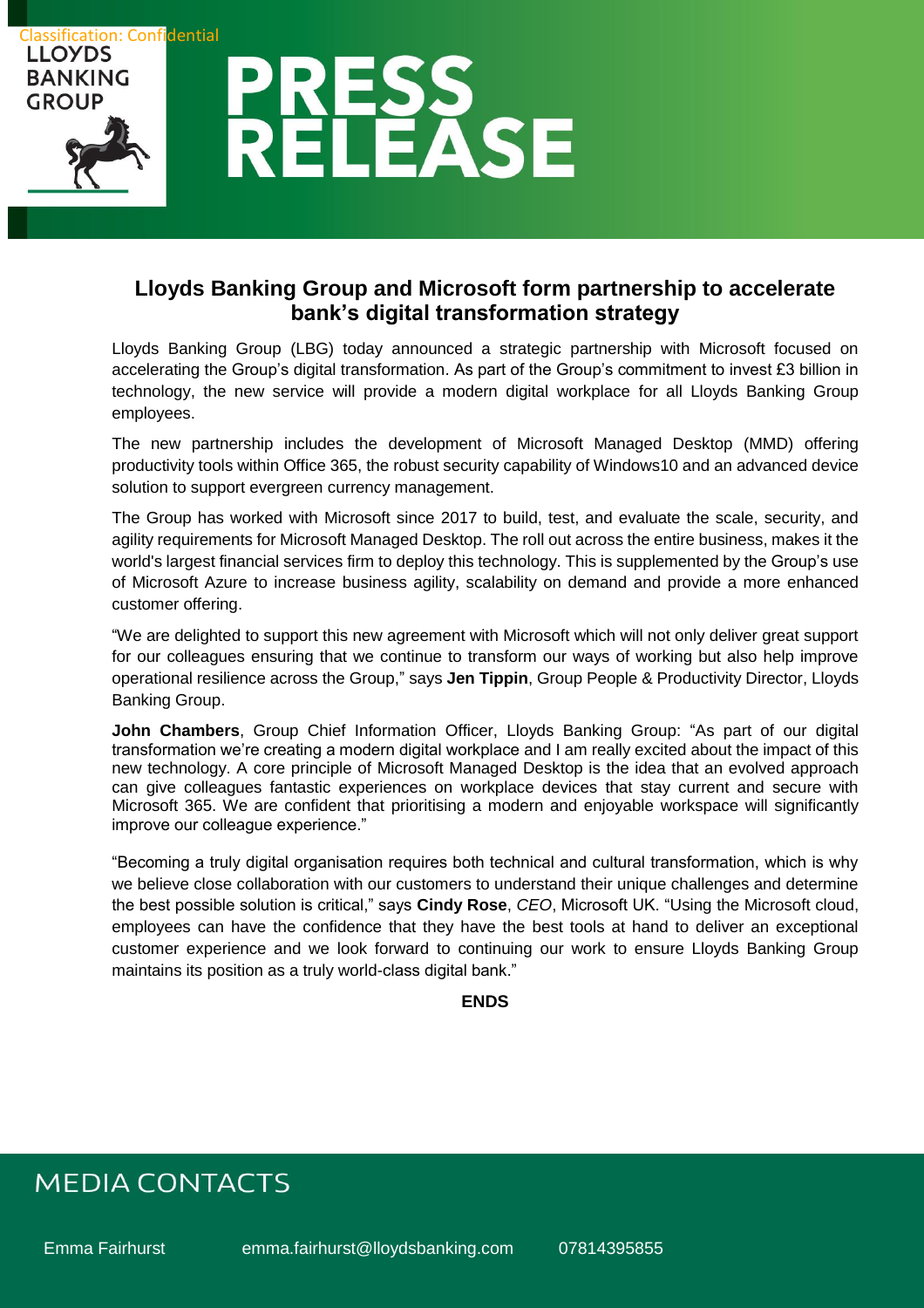Classification: Confidential

LLOYDS BANKING GROUP

# PRESS RELEASE

## Lloyds Banking Group and Microsoft form partnership to accelerate bank's digital transformation strategy

Lloyds Banking Group (LBG) today announced a strategic partnership with Microsoft focused on accelerating the Group's digital transformation. As part of the Group's commitment to invest £3 billion in technology, the new service will provide a modern digital workplace for all Lloyds Banking Group employees.

The new partnership includes the development of Microsoft Managed Desktop (MMD) offering productivity tools within Office 365, the robust security capability of Windows10 and an advanced device solution to support evergreen currency management.

The Group has worked with Microsoft since 2017 to build, test, and evaluate the scale, security, and agility requirements for Microsoft Managed Desktop. The roll out across the entire business, makes it the world's largest financial services firm to deploy this technology. This is supplemented by the Group's use of Microsoft Azure to increase business agility, scalability on demand and provide a more enhanced customer offering.

"We are delighted to support this new agreement with Microsoft which will not only deliver great support for our colleagues ensuring that we continue to transform our ways of working but also help improve operational resilience across the Group," says **Jen Tippin**, Group People & Productivity Director, Lloyds Banking Group.

**John Chambers**, Group Chief Information Officer, Lloyds Banking Group: "As part of our digital transformation we're creating a modern digital workplace and I am really excited about the impact of this new technology. A core principle of Microsoft Managed Desktop is the idea that an evolved approach can give colleagues fantastic experiences on workplace devices that stay current and secure with Microsoft 365. We are confident that prioritising a modern and enjoyable workspace will significantly improve our colleague experience."

"Becoming a truly digital organisation requires both technical and cultural transformation, which is why we believe close collaboration with our customers to understand their unique challenges and determine the best possible solution is critical," says **Cindy Rose**, *CEO*, Microsoft UK. "Using the Microsoft cloud, employees can have the confidence that they have the best tools at hand to deliver an exceptional customer experience and we look forward to continuing our work to ensure Lloyds Banking Group maintains its position as a truly world-class digital bank."

**ENDS**

## MEDIA CONTACTS

| Emma Fairhurst | emma.fairhurst@lloydsbanking.com | 07814395855 |
|---|---|---|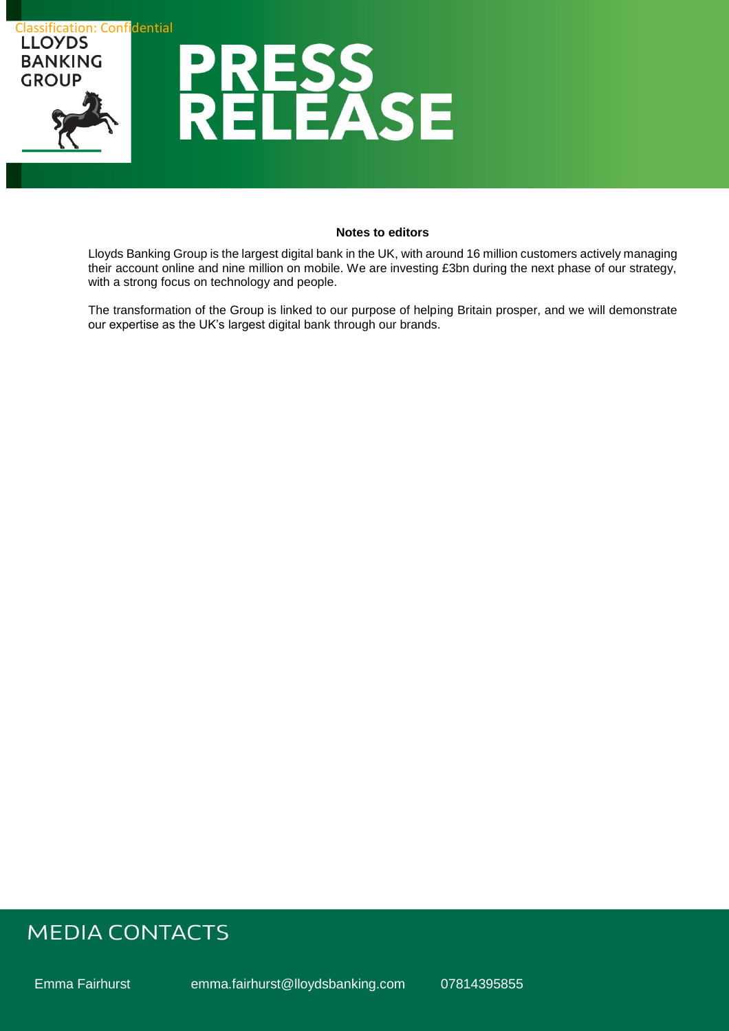Classification: Confidential

LLOYDS BANKING GROUP

# PRESS RELEASE

**Notes to editors**

Lloyds Banking Group is the largest digital bank in the UK, with around 16 million customers actively managing their account online and nine million on mobile. We are investing £3bn during the next phase of our strategy, with a strong focus on technology and people.

The transformation of the Group is linked to our purpose of helping Britain prosper, and we will demonstrate our expertise as the UK's largest digital bank through our brands.

## MEDIA CONTACTS

Emma Fairhurst emma.fairhurst@lloydsbanking.com 07814395855